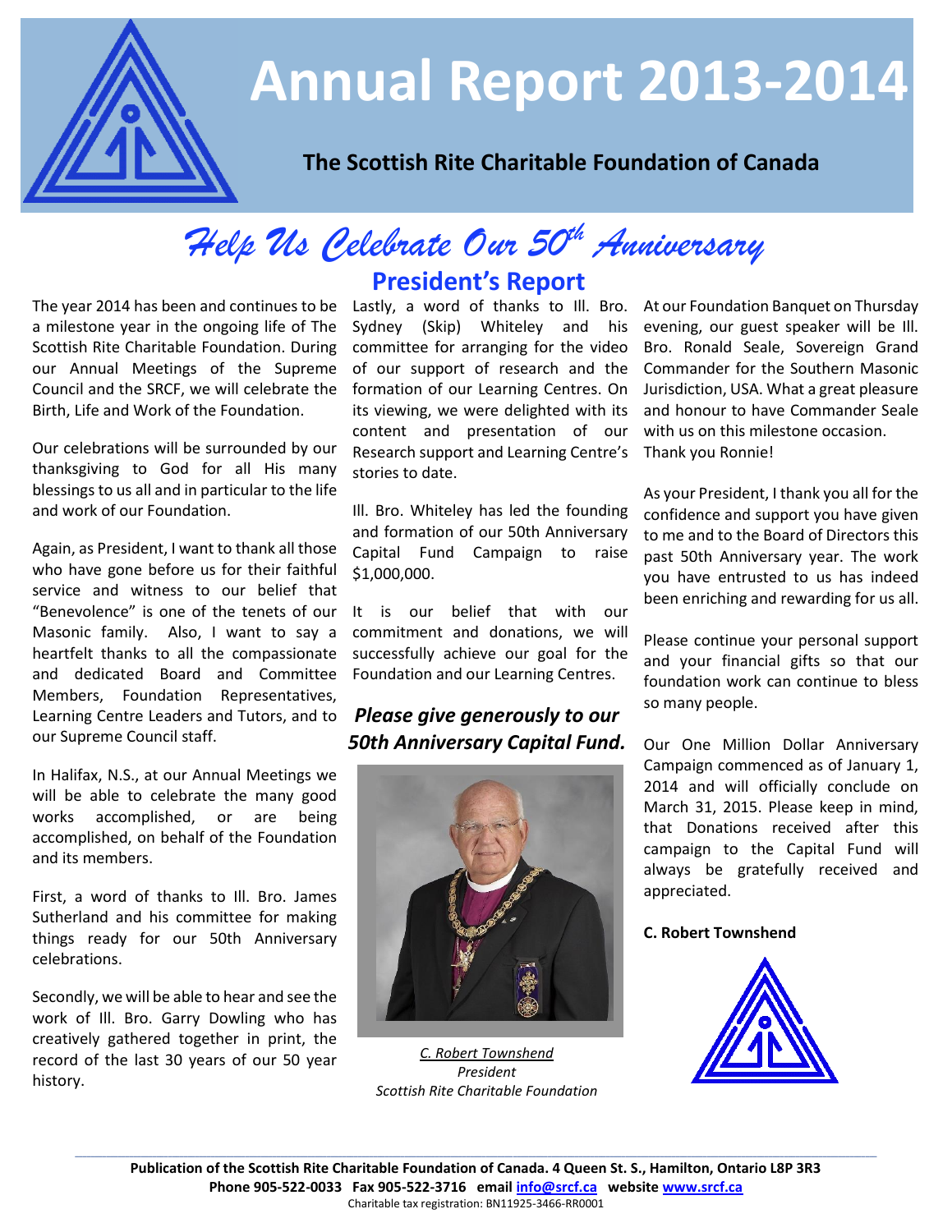# Annual Report 2013-2014

**The Scottish Rite Charitable Foundation of Canada**

## *Help Us Celebrate Our 50th Anniversary*

## President's Report

The year 2014 has been and continues to be a milestone year in the ongoing life of The Scottish Rite Charitable Foundation. During our Annual Meetings of the Supreme Council and the SRCF, we will celebrate the Birth, Life and Work of the Foundation.

Our celebrations will be surrounded by our thanksgiving to God for all His many blessings to us all and in particular to the life and work of our Foundation.

Again, as President, I want to thank all those who have gone before us for their faithful service and witness to our belief that "Benevolence" is one of the tenets of our Masonic family. Also, I want to say a heartfelt thanks to all the compassionate and dedicated Board and Committee Members, Foundation Representatives, Learning Centre Leaders and Tutors, and to our Supreme Council staff.

In Halifax, N.S., at our Annual Meetings we will be able to celebrate the many good works accomplished, or are being accomplished, on behalf of the Foundation and its members.

First, a word of thanks to Ill. Bro. James Sutherland and his committee for making things ready for our 50th Anniversary celebrations.

Secondly, we will be able to hear and see the work of Ill. Bro. Garry Dowling who has creatively gathered together in print, the record of the last 30 years of our 50 year history.

Lastly, a word of thanks to Ill. Bro. Sydney (Skip) Whiteley and his committee for arranging for the video of our support of research and the formation of our Learning Centres. On its viewing, we were delighted with its content and presentation of our Research support and Learning Centre's stories to date.

Ill. Bro. Whiteley has led the founding and formation of our 50th Anniversary Capital Fund Campaign to raise $1,000,000.

It is our belief that with our commitment and donations, we will successfully achieve our goal for the Foundation and our Learning Centres.

***Please give generously to our 50th Anniversary Capital Fund.***

*C. Robert Townshend*
*President*
*Scottish Rite Charitable Foundation*

At our Foundation Banquet on Thursday evening, our guest speaker will be Ill. Bro. Ronald Seale, Sovereign Grand Commander for the Southern Masonic Jurisdiction, USA. What a great pleasure and honour to have Commander Seale with us on this milestone occasion. Thank you Ronnie!

As your President, I thank you all for the confidence and support you have given to me and to the Board of Directors this past 50th Anniversary year. The work you have entrusted to us has indeed been enriching and rewarding for us all.

Please continue your personal support and your financial gifts so that our foundation work can continue to bless so many people.

Our One Million Dollar Anniversary Campaign commenced as of January 1, 2014 and will officially conclude on March 31, 2015. Please keep in mind, that Donations received after this campaign to the Capital Fund will always be gratefully received and appreciated.

**C. Robert Townshend**

**Publication of the Scottish Rite Charitable Foundation of Canada. 4 Queen St. S., Hamilton, Ontario L8P 3R3**
**Phone 905-522-0033 Fax 905-522-3716 email info@srcf.ca website www.srcf.ca**
Charitable tax registration: BN11925-3466-RR0001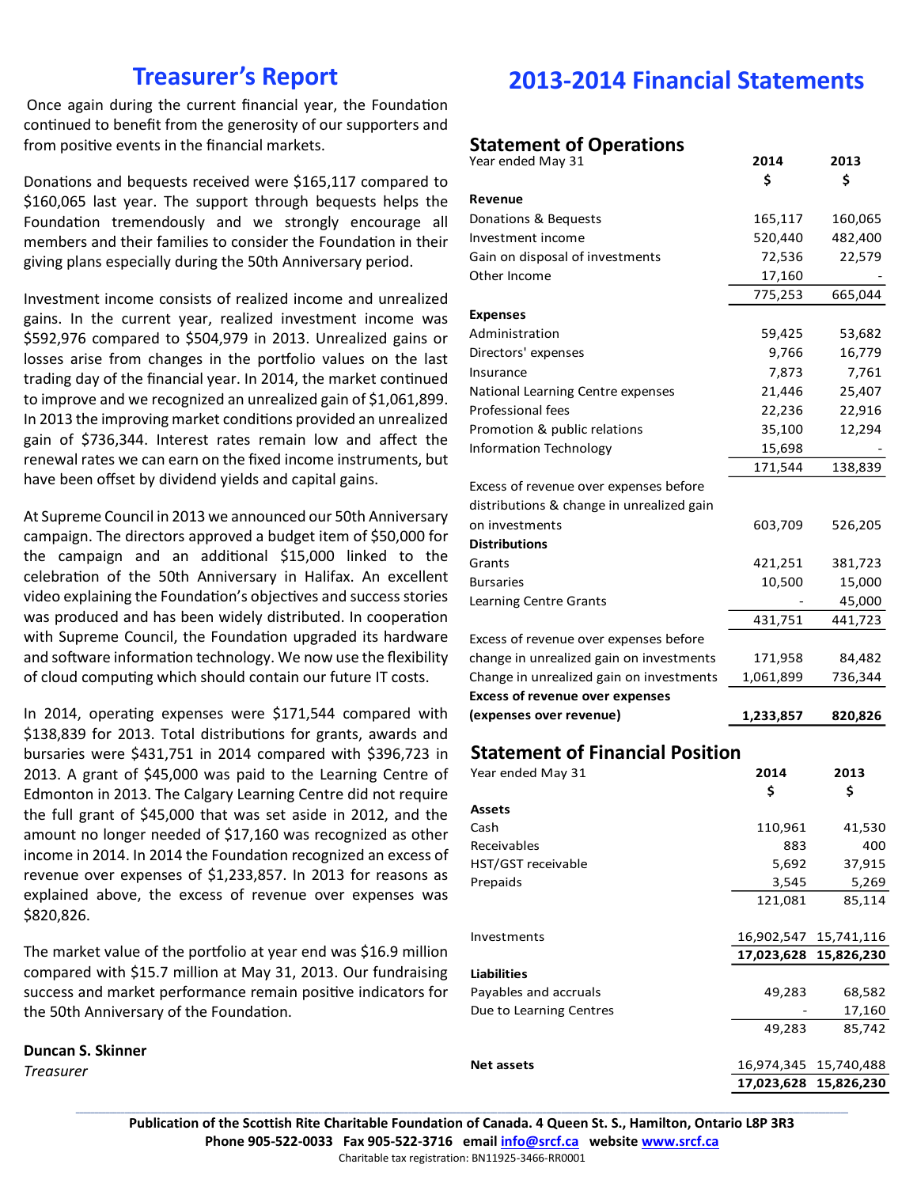# Treasurer's Report

Once again during the current financial year, the Foundation continued to benefit from the generosity of our supporters and from positive events in the financial markets.

Donations and bequests received were $165,117 compared to $160,065 last year. The support through bequests helps the Foundation tremendously and we strongly encourage all members and their families to consider the Foundation in their giving plans especially during the 50th Anniversary period.

Investment income consists of realized income and unrealized gains. In the current year, realized investment income was $592,976 compared to $504,979 in 2013. Unrealized gains or losses arise from changes in the portfolio values on the last trading day of the financial year. In 2014, the market continued to improve and we recognized an unrealized gain of $1,061,899. In 2013 the improving market conditions provided an unrealized gain of $736,344. Interest rates remain low and affect the renewal rates we can earn on the fixed income instruments, but have been offset by dividend yields and capital gains.

At Supreme Council in 2013 we announced our 50th Anniversary campaign. The directors approved a budget item of $50,000 for the campaign and an additional $15,000 linked to the celebration of the 50th Anniversary in Halifax. An excellent video explaining the Foundation's objectives and success stories was produced and has been widely distributed. In cooperation with Supreme Council, the Foundation upgraded its hardware and software information technology. We now use the flexibility of cloud computing which should contain our future IT costs.

In 2014, operating expenses were $171,544 compared with $138,839 for 2013. Total distributions for grants, awards and bursaries were $431,751 in 2014 compared with $396,723 in 2013. A grant of $45,000 was paid to the Learning Centre of Edmonton in 2013. The Calgary Learning Centre did not require the full grant of $45,000 that was set aside in 2012, and the amount no longer needed of $17,160 was recognized as other income in 2014. In 2014 the Foundation recognized an excess of revenue over expenses of $1,233,857. In 2013 for reasons as explained above, the excess of revenue over expenses was $820,826.

The market value of the portfolio at year end was $16.9 million compared with $15.7 million at May 31, 2013. Our fundraising success and market performance remain positive indicators for the 50th Anniversary of the Foundation.

**Duncan S. Skinner**
*Treasurer*

# 2013-2014 Financial Statements

## Statement of Operations

| Year ended May 31 | 2014 $ | 2013 $ |
|---|---|---|
| **Revenue** | | |
| Donations & Bequests | 165,117 | 160,065 |
| Investment income | 520,440 | 482,400 |
| Gain on disposal of investments | 72,536 | 22,579 |
| Other Income | 17,160 | - |
| | 775,253 | 665,044 |
| **Expenses** | | |
| Administration | 59,425 | 53,682 |
| Directors' expenses | 9,766 | 16,779 |
| Insurance | 7,873 | 7,761 |
| National Learning Centre expenses | 21,446 | 25,407 |
| Professional fees | 22,236 | 22,916 |
| Promotion & public relations | 35,100 | 12,294 |
| Information Technology | 15,698 | - |
| | 171,544 | 138,839 |
| Excess of revenue over expenses before distributions & change in unrealized gain on investments | 603,709 | 526,205 |
| **Distributions** | | |
| Grants | 421,251 | 381,723 |
| Bursaries | 10,500 | 15,000 |
| Learning Centre Grants | - | 45,000 |
| | 431,751 | 441,723 |
| Excess of revenue over expenses before change in unrealized gain on investments | 171,958 | 84,482 |
| Change in unrealized gain on investments | 1,061,899 | 736,344 |
| **Excess of revenue over expenses (expenses over revenue)** | **1,233,857** | **820,826** |

## Statement of Financial Position

| Year ended May 31 | 2014 $ | 2013 $ |
|---|---|---|
| **Assets** | | |
| Cash | 110,961 | 41,530 |
| Receivables | 883 | 400 |
| HST/GST receivable | 5,692 | 37,915 |
| Prepaids | 3,545 | 5,269 |
| | 121,081 | 85,114 |
| Investments | 16,902,547 | 15,741,116 |
| | **17,023,628** | **15,826,230** |
| **Liabilities** | | |
| Payables and accruals | 49,283 | 68,582 |
| Due to Learning Centres | - | 17,160 |
| | 49,283 | 85,742 |
| **Net assets** | 16,974,345 | 15,740,488 |
| | **17,023,628** | **15,826,230** |

**Publication of the Scottish Rite Charitable Foundation of Canada. 4 Queen St. S., Hamilton, Ontario L8P 3R3**
**Phone 905-522-0033 Fax 905-522-3716 email info@srcf.ca website www.srcf.ca**
Charitable tax registration: BN11925-3466-RR0001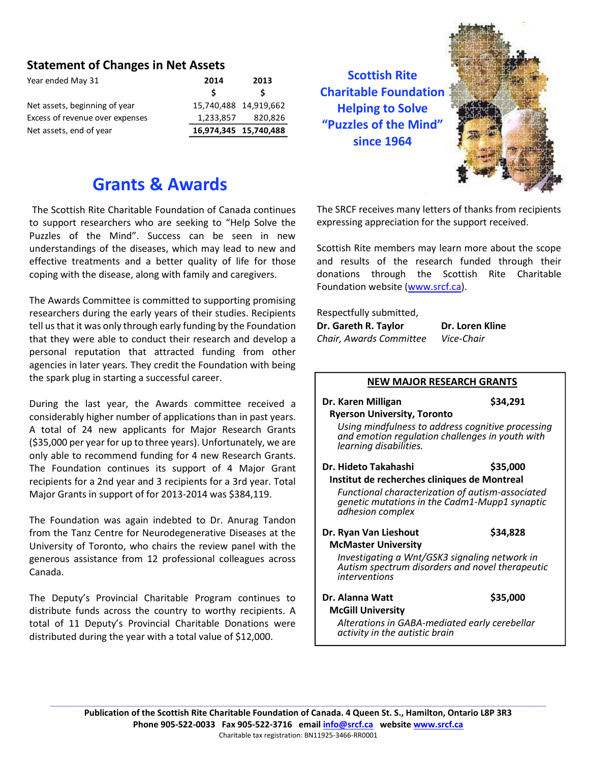## Statement of Changes in Net Assets

| Year ended May 31 | 2014 | 2013 |
|---|---|---|
| | $ | $ |
| Net assets, beginning of year | 15,740,488 | 14,919,662 |
| Excess of revenue over expenses | 1,233,857 | 820,826 |
| Net assets, end of year | **16,974,345** | **15,740,488** |

**Scottish Rite Charitable Foundation Helping to Solve "Puzzles of the Mind" since 1964**

# Grants & Awards

The Scottish Rite Charitable Foundation of Canada continues to support researchers who are seeking to "Help Solve the Puzzles of the Mind". Success can be seen in new understandings of the diseases, which may lead to new and effective treatments and a better quality of life for those coping with the disease, along with family and caregivers.

The Awards Committee is committed to supporting promising researchers during the early years of their studies. Recipients tell us that it was only through early funding by the Foundation that they were able to conduct their research and develop a personal reputation that attracted funding from other agencies in later years. They credit the Foundation with being the spark plug in starting a successful career.

During the last year, the Awards committee received a considerably higher number of applications than in past years. A total of 24 new applicants for Major Research Grants ($35,000 per year for up to three years). Unfortunately, we are only able to recommend funding for 4 new Research Grants. The Foundation continues its support of 4 Major Grant recipients for a 2nd year and 3 recipients for a 3rd year. Total Major Grants in support of for 2013-2014 was $384,119.

The Foundation was again indebted to Dr. Anurag Tandon from the Tanz Centre for Neurodegenerative Diseases at the University of Toronto, who chairs the review panel with the generous assistance from 12 professional colleagues across Canada.

The Deputy's Provincial Charitable Program continues to distribute funds across the country to worthy recipients. A total of 11 Deputy's Provincial Charitable Donations were distributed during the year with a total value of $12,000.

The SRCF receives many letters of thanks from recipients expressing appreciation for the support received.

Scottish Rite members may learn more about the scope and results of the research funded through their donations through the Scottish Rite Charitable Foundation website (www.srcf.ca).

Respectfully submitted,

**Dr. Gareth R. Taylor**
*Chair, Awards Committee*

**Dr. Loren Kline**
*Vice-Chair*

### NEW MAJOR RESEARCH GRANTS

**Dr. Karen Milligan** — **$34,291**
**Ryerson University, Toronto**
*Using mindfulness to address cognitive processing and emotion regulation challenges in youth with learning disabilities.*

**Dr. Hideto Takahashi** — **$35,000**
**Institut de recherches cliniques de Montreal**
*Functional characterization of autism-associated genetic mutations in the Cadm1-Mupp1 synaptic adhesion complex*

**Dr. Ryan Van Lieshout** — **$34,828**
**McMaster University**
*Investigating a Wnt/GSK3 signaling network in Autism spectrum disorders and novel therapeutic interventions*

**Dr. Alanna Watt** — **$35,000**
**McGill University**
*Alterations in GABA-mediated early cerebellar activity in the autistic brain*

**Publication of the Scottish Rite Charitable Foundation of Canada. 4 Queen St. S., Hamilton, Ontario L8P 3R3**
**Phone 905-522-0033 Fax 905-522-3716 email info@srcf.ca website www.srcf.ca**
Charitable tax registration: BN11925-3466-RR0001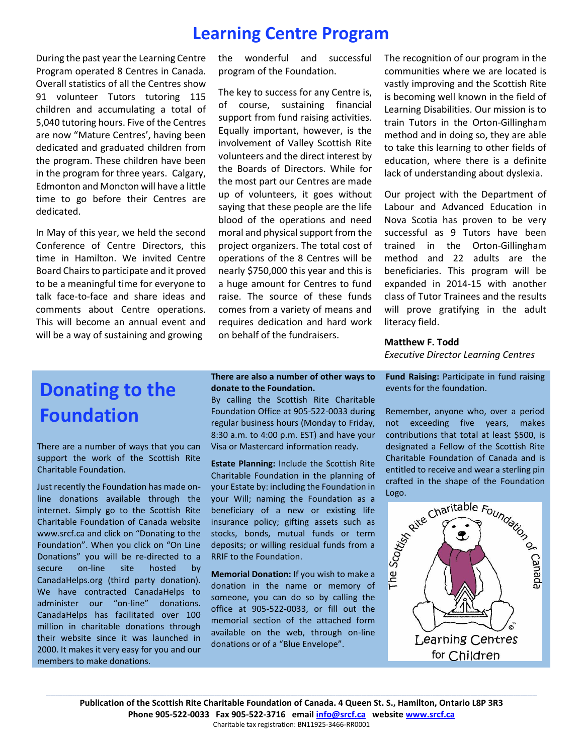# Learning Centre Program

During the past year the Learning Centre Program operated 8 Centres in Canada. Overall statistics of all the Centres show 91 volunteer Tutors tutoring 115 children and accumulating a total of 5,040 tutoring hours. Five of the Centres are now "Mature Centres', having been dedicated and graduated children from the program. These children have been in the program for three years. Calgary, Edmonton and Moncton will have a little time to go before their Centres are dedicated.

In May of this year, we held the second Conference of Centre Directors, this time in Hamilton. We invited Centre Board Chairs to participate and it proved to be a meaningful time for everyone to talk face-to-face and share ideas and comments about Centre operations. This will become an annual event and will be a way of sustaining and growing the wonderful and successful program of the Foundation.

The key to success for any Centre is, of course, sustaining financial support from fund raising activities. Equally important, however, is the involvement of Valley Scottish Rite volunteers and the direct interest by the Boards of Directors. While for the most part our Centres are made up of volunteers, it goes without saying that these people are the life blood of the operations and need moral and physical support from the project organizers. The total cost of operations of the 8 Centres will be nearly $750,000 this year and this is a huge amount for Centres to fund raise. The source of these funds comes from a variety of means and requires dedication and hard work on behalf of the fundraisers.

The recognition of our program in the communities where we are located is vastly improving and the Scottish Rite is becoming well known in the field of Learning Disabilities. Our mission is to train Tutors in the Orton-Gillingham method and in doing so, they are able to take this learning to other fields of education, where there is a definite lack of understanding about dyslexia.

Our project with the Department of Labour and Advanced Education in Nova Scotia has proven to be very successful as 9 Tutors have been trained in the Orton-Gillingham method and 22 adults are the beneficiaries. This program will be expanded in 2014-15 with another class of Tutor Trainees and the results will prove gratifying in the adult literacy field.

**Matthew F. Todd**
*Executive Director Learning Centres*

# Donating to the Foundation

There are a number of ways that you can support the work of the Scottish Rite Charitable Foundation.

Just recently the Foundation has made on-line donations available through the internet. Simply go to the Scottish Rite Charitable Foundation of Canada website www.srcf.ca and click on "Donating to the Foundation". When you click on "On Line Donations" you will be re-directed to a secure on-line site hosted by CanadaHelps.org (third party donation). We have contracted CanadaHelps to administer our "on-line" donations. CanadaHelps has facilitated over 100 million in charitable donations through their website since it was launched in 2000. It makes it very easy for you and our members to make donations.

**There are also a number of other ways to donate to the Foundation.**
By calling the Scottish Rite Charitable Foundation Office at 905-522-0033 during regular business hours (Monday to Friday, 8:30 a.m. to 4:00 p.m. EST) and have your Visa or Mastercard information ready.

**Estate Planning:** Include the Scottish Rite Charitable Foundation in the planning of your Estate by: including the Foundation in your Will; naming the Foundation as a beneficiary of a new or existing life insurance policy; gifting assets such as stocks, bonds, mutual funds or term deposits; or willing residual funds from a RRIF to the Foundation.

**Memorial Donation:** If you wish to make a donation in the name or memory of someone, you can do so by calling the office at 905-522-0033, or fill out the memorial section of the attached form available on the web, through on-line donations or of a "Blue Envelope".

**Fund Raising:** Participate in fund raising events for the foundation.

Remember, anyone who, over a period not exceeding five years, makes contributions that total at least $500, is designated a Fellow of the Scottish Rite Charitable Foundation of Canada and is entitled to receive and wear a sterling pin crafted in the shape of the Foundation Logo.

The Scottish Rite Charitable Foundation of Canada
Learning Centres for Children

Publication of the Scottish Rite Charitable Foundation of Canada. 4 Queen St. S., Hamilton, Ontario L8P 3R3
Phone 905-522-0033 Fax 905-522-3716 email info@srcf.ca website www.srcf.ca
Charitable tax registration: BN11925-3466-RR0001